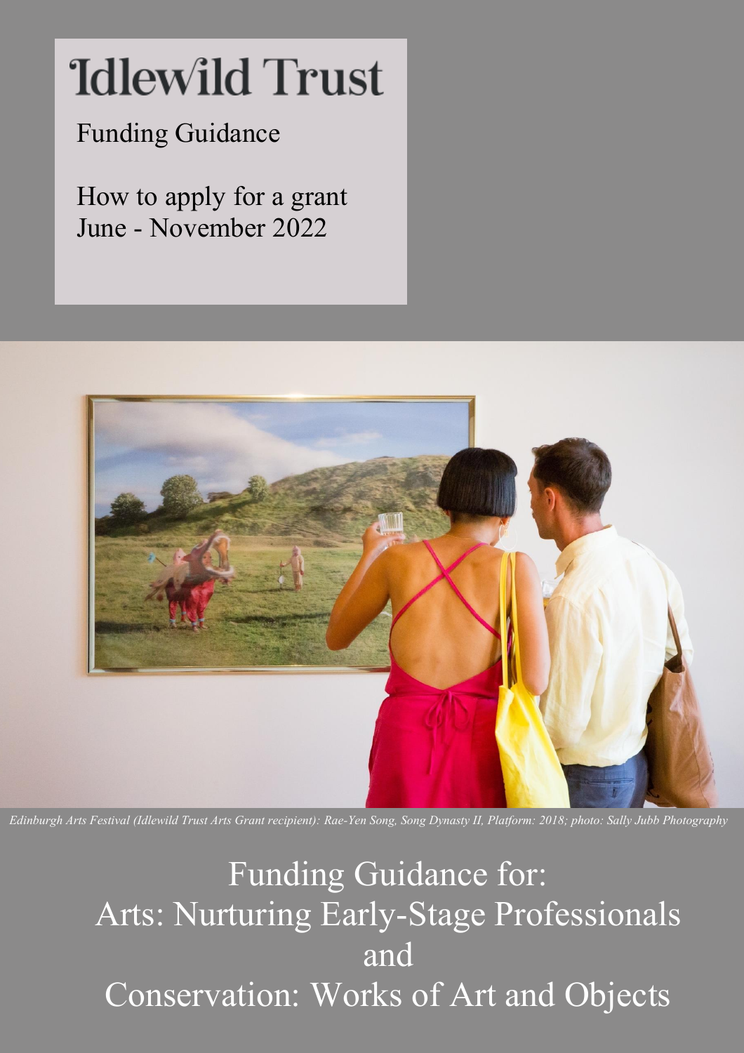# Idlewild Trust

Funding Guidance

How to apply for a grant
June - November 2022

*Edinburgh Arts Festival (Idlewild Trust Arts Grant recipient): Rae-Yen Song, Song Dynasty II, Platform: 2018; photo: Sally Jubb Photography*

## Funding Guidance for:
## Arts: Nurturing Early-Stage Professionals
## and
## Conservation: Works of Art and Objects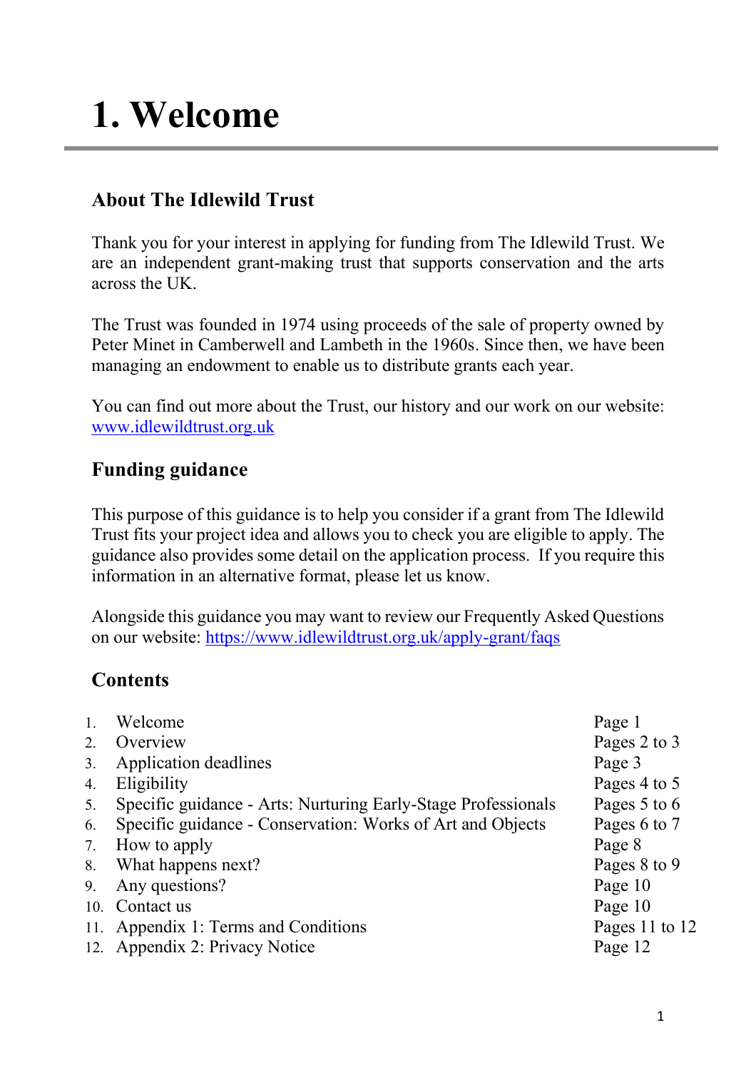# 1. Welcome

## About The Idlewild Trust

Thank you for your interest in applying for funding from The Idlewild Trust. We are an independent grant-making trust that supports conservation and the arts across the UK.

The Trust was founded in 1974 using proceeds of the sale of property owned by Peter Minet in Camberwell and Lambeth in the 1960s. Since then, we have been managing an endowment to enable us to distribute grants each year.

You can find out more about the Trust, our history and our work on our website: [www.idlewildtrust.org.uk](www.idlewildtrust.org.uk)

## Funding guidance

This purpose of this guidance is to help you consider if a grant from The Idlewild Trust fits your project idea and allows you to check you are eligible to apply. The guidance also provides some detail on the application process. If you require this information in an alternative format, please let us know.

Alongside this guidance you may want to review our Frequently Asked Questions on our website: [https://www.idlewildtrust.org.uk/apply-grant/faqs](https://www.idlewildtrust.org.uk/apply-grant/faqs)

## Contents

| | | |
|---|---|---|
| 1. | Welcome | Page 1 |
| 2. | Overview | Pages 2 to 3 |
| 3. | Application deadlines | Page 3 |
| 4. | Eligibility | Pages 4 to 5 |
| 5. | Specific guidance - Arts: Nurturing Early-Stage Professionals | Pages 5 to 6 |
| 6. | Specific guidance - Conservation: Works of Art and Objects | Pages 6 to 7 |
| 7. | How to apply | Page 8 |
| 8. | What happens next? | Pages 8 to 9 |
| 9. | Any questions? | Page 10 |
| 10. | Contact us | Page 10 |
| 11. | Appendix 1: Terms and Conditions | Pages 11 to 12 |
| 12. | Appendix 2: Privacy Notice | Page 12 |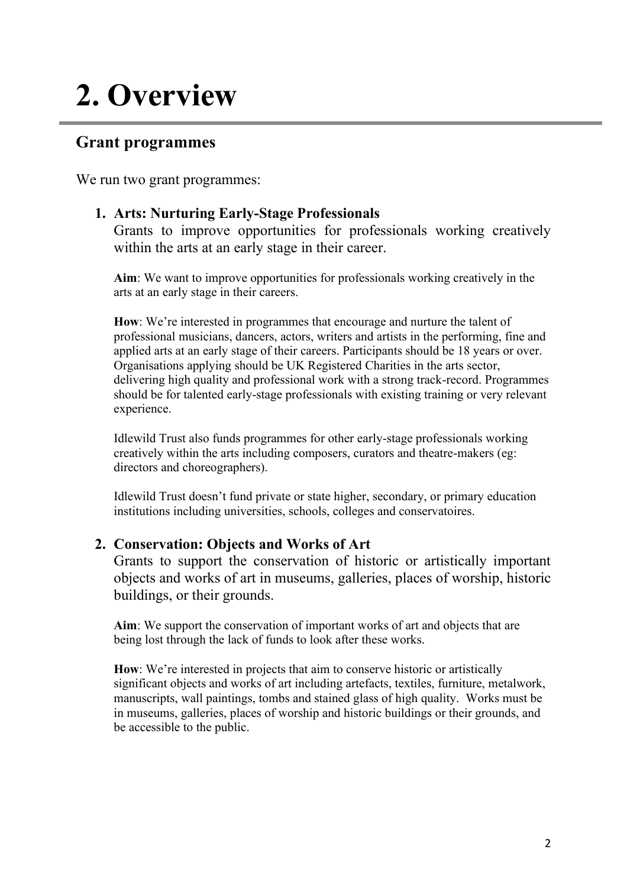# 2. Overview

## Grant programmes

We run two grant programmes:

1. **Arts: Nurturing Early-Stage Professionals**
   Grants to improve opportunities for professionals working creatively within the arts at an early stage in their career.

   **Aim**: We want to improve opportunities for professionals working creatively in the arts at an early stage in their careers.

   **How**: We're interested in programmes that encourage and nurture the talent of professional musicians, dancers, actors, writers and artists in the performing, fine and applied arts at an early stage of their careers. Participants should be 18 years or over. Organisations applying should be UK Registered Charities in the arts sector, delivering high quality and professional work with a strong track-record. Programmes should be for talented early-stage professionals with existing training or very relevant experience.

   Idlewild Trust also funds programmes for other early-stage professionals working creatively within the arts including composers, curators and theatre-makers (eg: directors and choreographers).

   Idlewild Trust doesn't fund private or state higher, secondary, or primary education institutions including universities, schools, colleges and conservatoires.

2. **Conservation: Objects and Works of Art**
   Grants to support the conservation of historic or artistically important objects and works of art in museums, galleries, places of worship, historic buildings, or their grounds.

   **Aim**: We support the conservation of important works of art and objects that are being lost through the lack of funds to look after these works.

   **How**: We're interested in projects that aim to conserve historic or artistically significant objects and works of art including artefacts, textiles, furniture, metalwork, manuscripts, wall paintings, tombs and stained glass of high quality. Works must be in museums, galleries, places of worship and historic buildings or their grounds, and be accessible to the public.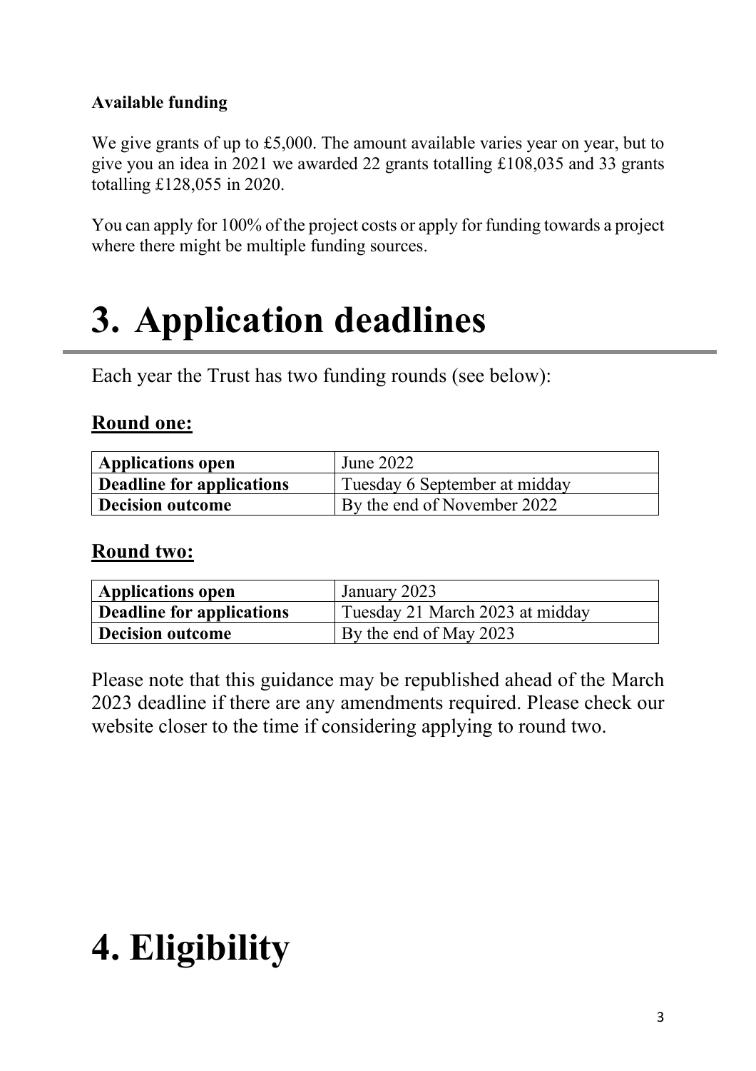**Available funding**

We give grants of up to £5,000. The amount available varies year on year, but to give you an idea in 2021 we awarded 22 grants totalling £108,035 and 33 grants totalling £128,055 in 2020.

You can apply for 100% of the project costs or apply for funding towards a project where there might be multiple funding sources.

# 3. Application deadlines

Each year the Trust has two funding rounds (see below):

**Round one:**

| **Applications open** | June 2022 |
|---|---|
| **Deadline for applications** | Tuesday 6 September at midday |
| **Decision outcome** | By the end of November 2022 |

**Round two:**

| **Applications open** | January 2023 |
|---|---|
| **Deadline for applications** | Tuesday 21 March 2023 at midday |
| **Decision outcome** | By the end of May 2023 |

Please note that this guidance may be republished ahead of the March 2023 deadline if there are any amendments required. Please check our website closer to the time if considering applying to round two.

# 4. Eligibility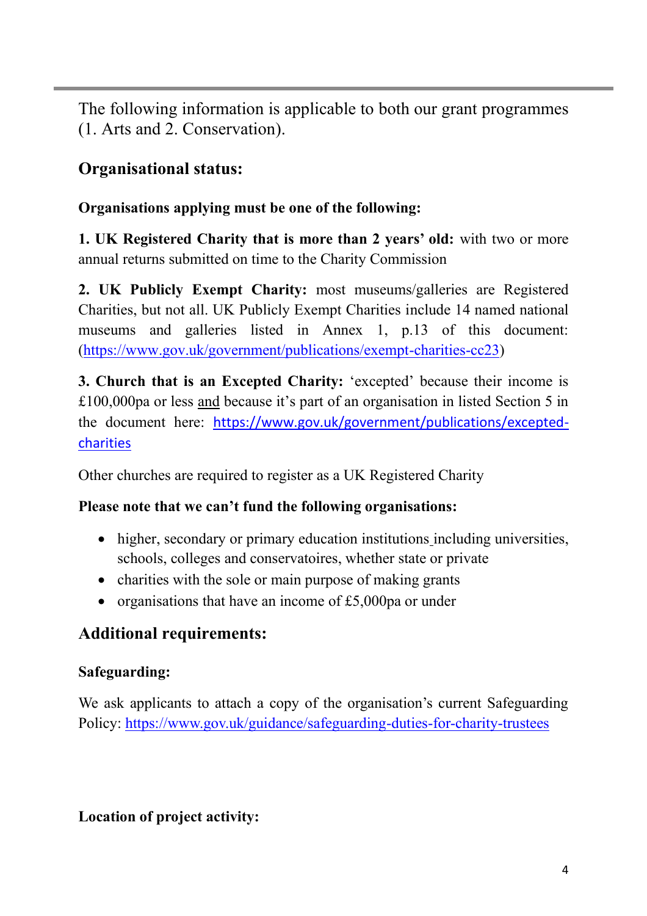The following information is applicable to both our grant programmes (1. Arts and 2. Conservation).

## Organisational status:

**Organisations applying must be one of the following:**

**1. UK Registered Charity that is more than 2 years' old:** with two or more annual returns submitted on time to the Charity Commission

**2. UK Publicly Exempt Charity:** most museums/galleries are Registered Charities, but not all. UK Publicly Exempt Charities include 14 named national museums and galleries listed in Annex 1, p.13 of this document: (https://www.gov.uk/government/publications/exempt-charities-cc23)

**3. Church that is an Excepted Charity:** 'excepted' because their income is £100,000pa or less and because it's part of an organisation in listed Section 5 in the document here: https://www.gov.uk/government/publications/excepted-charities

Other churches are required to register as a UK Registered Charity

**Please note that we can't fund the following organisations:**

- higher, secondary or primary education institutions including universities, schools, colleges and conservatoires, whether state or private
- charities with the sole or main purpose of making grants
- organisations that have an income of £5,000pa or under

## Additional requirements:

**Safeguarding:**

We ask applicants to attach a copy of the organisation's current Safeguarding Policy: https://www.gov.uk/guidance/safeguarding-duties-for-charity-trustees

**Location of project activity:**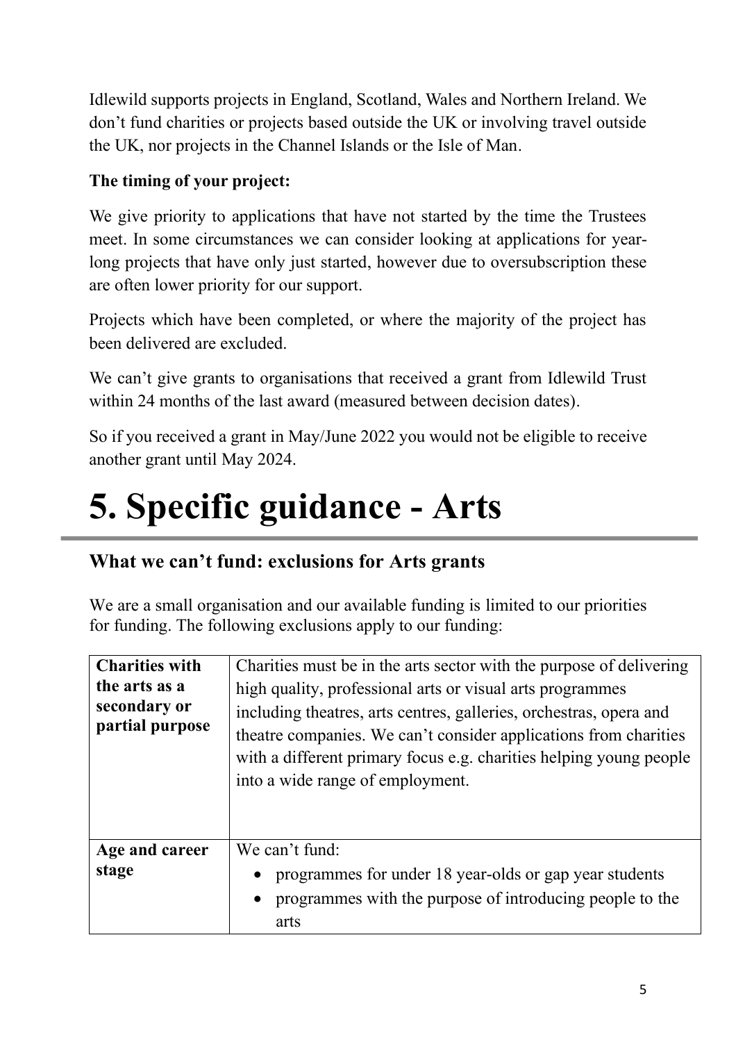Idlewild supports projects in England, Scotland, Wales and Northern Ireland. We don't fund charities or projects based outside the UK or involving travel outside the UK, nor projects in the Channel Islands or the Isle of Man.

**The timing of your project:**

We give priority to applications that have not started by the time the Trustees meet. In some circumstances we can consider looking at applications for year-long projects that have only just started, however due to oversubscription these are often lower priority for our support.

Projects which have been completed, or where the majority of the project has been delivered are excluded.

We can't give grants to organisations that received a grant from Idlewild Trust within 24 months of the last award (measured between decision dates).

So if you received a grant in May/June 2022 you would not be eligible to receive another grant until May 2024.

# 5. Specific guidance - Arts

## What we can't fund: exclusions for Arts grants

We are a small organisation and our available funding is limited to our priorities for funding. The following exclusions apply to our funding:

| | |
|---|---|
| **Charities with the arts as a secondary or partial purpose** | Charities must be in the arts sector with the purpose of delivering high quality, professional arts or visual arts programmes including theatres, arts centres, galleries, orchestras, opera and theatre companies. We can't consider applications from charities with a different primary focus e.g. charities helping young people into a wide range of employment. |
| **Age and career stage** | We can't fund: <br>• programmes for under 18 year-olds or gap year students <br>• programmes with the purpose of introducing people to the arts |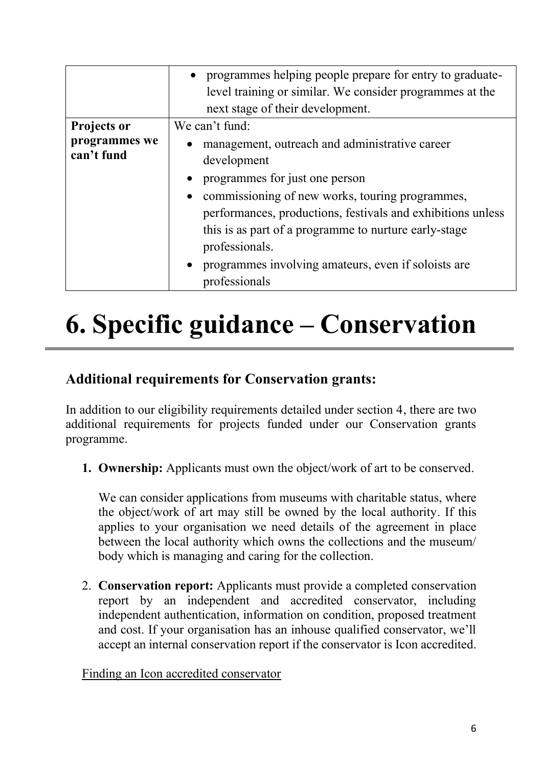| | |
|---|---|
| | • programmes helping people prepare for entry to graduate-level training or similar. We consider programmes at the next stage of their development. |
| **Projects or programmes we can't fund** | We can't fund:<br>• management, outreach and administrative career development<br>• programmes for just one person<br>• commissioning of new works, touring programmes, performances, productions, festivals and exhibitions unless this is as part of a programme to nurture early-stage professionals.<br>• programmes involving amateurs, even if soloists are professionals |

# 6. Specific guidance – Conservation

### Additional requirements for Conservation grants:

In addition to our eligibility requirements detailed under section 4, there are two additional requirements for projects funded under our Conservation grants programme.

1. **Ownership:** Applicants must own the object/work of art to be conserved.

   We can consider applications from museums with charitable status, where the object/work of art may still be owned by the local authority. If this applies to your organisation we need details of the agreement in place between the local authority which owns the collections and the museum/ body which is managing and caring for the collection.

2. **Conservation report:** Applicants must provide a completed conservation report by an independent and accredited conservator, including independent authentication, information on condition, proposed treatment and cost. If your organisation has an inhouse qualified conservator, we'll accept an internal conservation report if the conservator is Icon accredited.

   Finding an Icon accredited conservator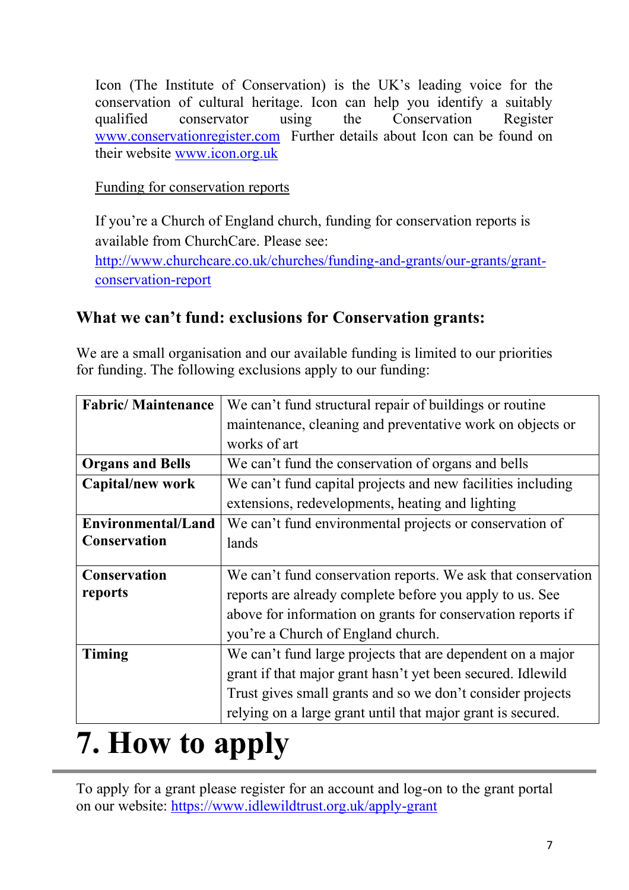Icon (The Institute of Conservation) is the UK's leading voice for the conservation of cultural heritage. Icon can help you identify a suitably qualified conservator using the Conservation Register [www.conservationregister.com](www.conservationregister.com) Further details about Icon can be found on their website [www.icon.org.uk](www.icon.org.uk)

Funding for conservation reports

If you're a Church of England church, funding for conservation reports is available from ChurchCare. Please see: [http://www.churchcare.co.uk/churches/funding-and-grants/our-grants/grant-conservation-report](http://www.churchcare.co.uk/churches/funding-and-grants/our-grants/grant-conservation-report)

### What we can't fund: exclusions for Conservation grants:

We are a small organisation and our available funding is limited to our priorities for funding. The following exclusions apply to our funding:

| | |
|---|---|
| **Fabric/ Maintenance** | We can't fund structural repair of buildings or routine maintenance, cleaning and preventative work on objects or works of art |
| **Organs and Bells** | We can't fund the conservation of organs and bells |
| **Capital/new work** | We can't fund capital projects and new facilities including extensions, redevelopments, heating and lighting |
| **Environmental/Land Conservation** | We can't fund environmental projects or conservation of lands |
| **Conservation reports** | We can't fund conservation reports. We ask that conservation reports are already complete before you apply to us. See above for information on grants for conservation reports if you're a Church of England church. |
| **Timing** | We can't fund large projects that are dependent on a major grant if that major grant hasn't yet been secured. Idlewild Trust gives small grants and so we don't consider projects relying on a large grant until that major grant is secured. |

# 7. How to apply

To apply for a grant please register for an account and log-on to the grant portal on our website: [https://www.idlewildtrust.org.uk/apply-grant](https://www.idlewildtrust.org.uk/apply-grant)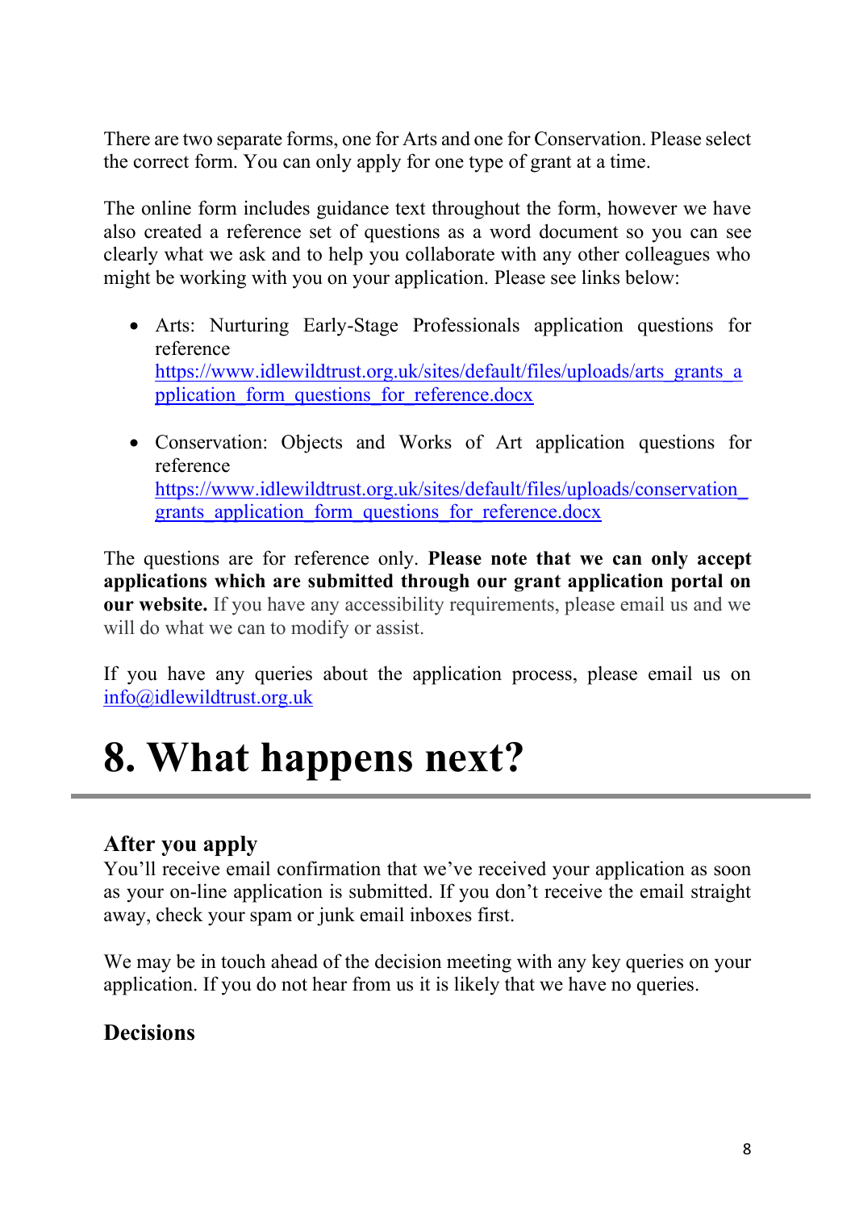There are two separate forms, one for Arts and one for Conservation. Please select the correct form. You can only apply for one type of grant at a time.

The online form includes guidance text throughout the form, however we have also created a reference set of questions as a word document so you can see clearly what we ask and to help you collaborate with any other colleagues who might be working with you on your application. Please see links below:

- Arts: Nurturing Early-Stage Professionals application questions for reference https://www.idlewildtrust.org.uk/sites/default/files/uploads/arts_grants_application_form_questions_for_reference.docx

- Conservation: Objects and Works of Art application questions for reference https://www.idlewildtrust.org.uk/sites/default/files/uploads/conservation_grants_application_form_questions_for_reference.docx

The questions are for reference only. **Please note that we can only accept applications which are submitted through our grant application portal on our website.** If you have any accessibility requirements, please email us and we will do what we can to modify or assist.

If you have any queries about the application process, please email us on info@idlewildtrust.org.uk

# 8. What happens next?

### After you apply

You'll receive email confirmation that we've received your application as soon as your on-line application is submitted. If you don't receive the email straight away, check your spam or junk email inboxes first.

We may be in touch ahead of the decision meeting with any key queries on your application. If you do not hear from us it is likely that we have no queries.

### Decisions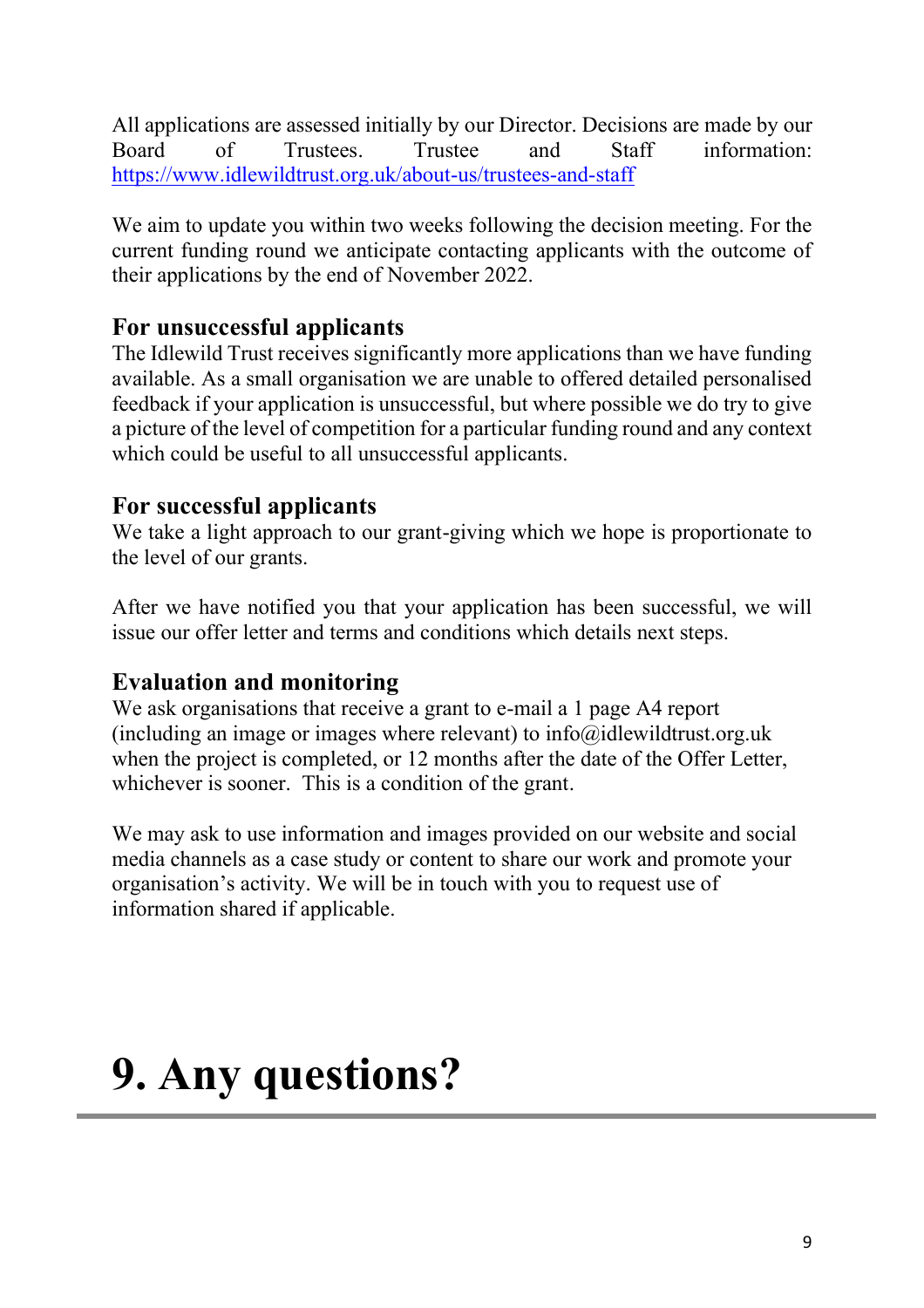All applications are assessed initially by our Director. Decisions are made by our Board of Trustees. Trustee and Staff information: https://www.idlewildtrust.org.uk/about-us/trustees-and-staff

We aim to update you within two weeks following the decision meeting. For the current funding round we anticipate contacting applicants with the outcome of their applications by the end of November 2022.

### For unsuccessful applicants

The Idlewild Trust receives significantly more applications than we have funding available. As a small organisation we are unable to offered detailed personalised feedback if your application is unsuccessful, but where possible we do try to give a picture of the level of competition for a particular funding round and any context which could be useful to all unsuccessful applicants.

### For successful applicants

We take a light approach to our grant-giving which we hope is proportionate to the level of our grants.

After we have notified you that your application has been successful, we will issue our offer letter and terms and conditions which details next steps.

### Evaluation and monitoring

We ask organisations that receive a grant to e-mail a 1 page A4 report (including an image or images where relevant) to info@idlewildtrust.org.uk when the project is completed, or 12 months after the date of the Offer Letter, whichever is sooner. This is a condition of the grant.

We may ask to use information and images provided on our website and social media channels as a case study or content to share our work and promote your organisation's activity. We will be in touch with you to request use of information shared if applicable.

# 9. Any questions?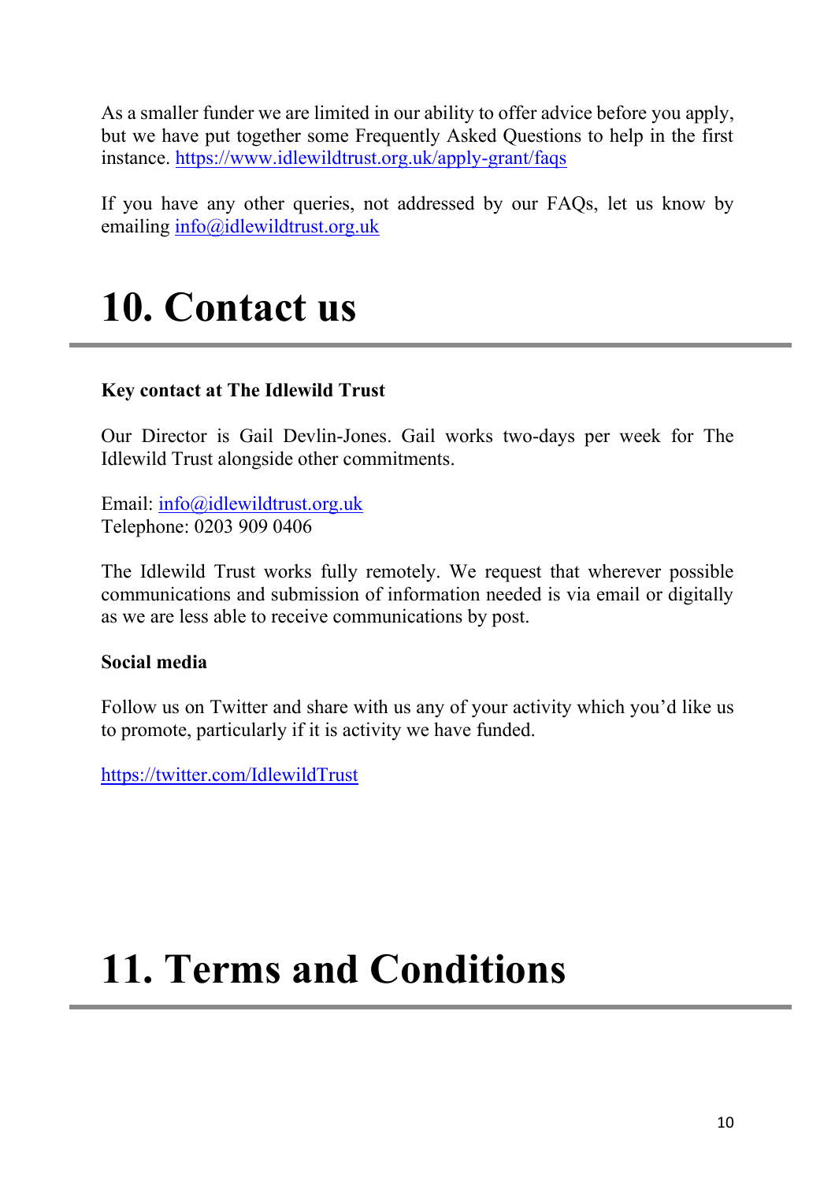As a smaller funder we are limited in our ability to offer advice before you apply, but we have put together some Frequently Asked Questions to help in the first instance. [https://www.idlewildtrust.org.uk/apply-grant/faqs](https://www.idlewildtrust.org.uk/apply-grant/faqs)

If you have any other queries, not addressed by our FAQs, let us know by emailing [info@idlewildtrust.org.uk](mailto:info@idlewildtrust.org.uk)

# 10. Contact us

**Key contact at The Idlewild Trust**

Our Director is Gail Devlin-Jones. Gail works two-days per week for The Idlewild Trust alongside other commitments.

Email: [info@idlewildtrust.org.uk](mailto:info@idlewildtrust.org.uk)
Telephone: 0203 909 0406

The Idlewild Trust works fully remotely. We request that wherever possible communications and submission of information needed is via email or digitally as we are less able to receive communications by post.

**Social media**

Follow us on Twitter and share with us any of your activity which you'd like us to promote, particularly if it is activity we have funded.

[https://twitter.com/IdlewildTrust](https://twitter.com/IdlewildTrust)

# 11. Terms and Conditions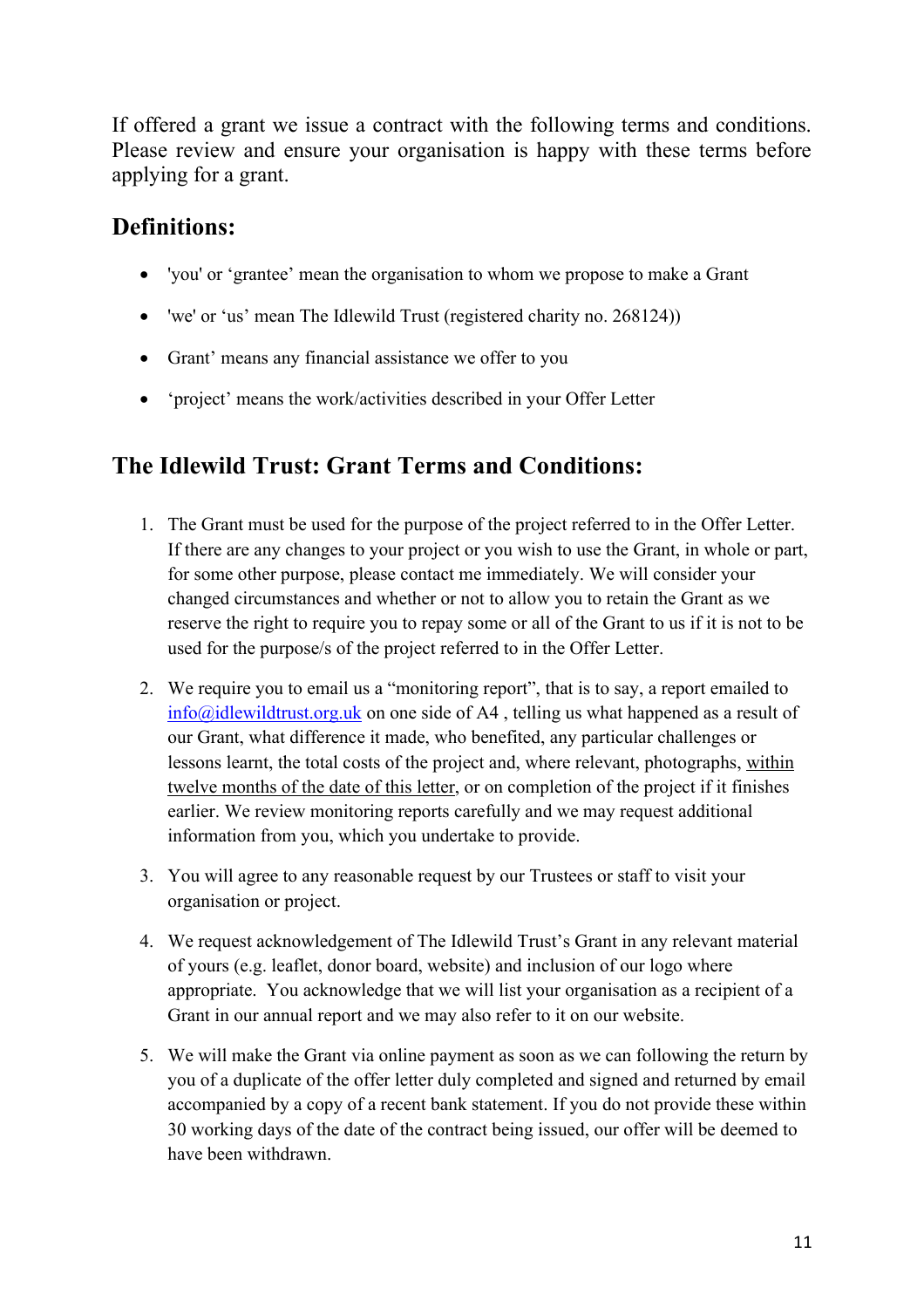If offered a grant we issue a contract with the following terms and conditions. Please review and ensure your organisation is happy with these terms before applying for a grant.

## Definitions:

- 'you' or 'grantee' mean the organisation to whom we propose to make a Grant
- 'we' or 'us' mean The Idlewild Trust (registered charity no. 268124))
- Grant' means any financial assistance we offer to you
- 'project' means the work/activities described in your Offer Letter

## The Idlewild Trust: Grant Terms and Conditions:

1. The Grant must be used for the purpose of the project referred to in the Offer Letter. If there are any changes to your project or you wish to use the Grant, in whole or part, for some other purpose, please contact me immediately. We will consider your changed circumstances and whether or not to allow you to retain the Grant as we reserve the right to require you to repay some or all of the Grant to us if it is not to be used for the purpose/s of the project referred to in the Offer Letter.
2. We require you to email us a "monitoring report", that is to say, a report emailed to info@idlewildtrust.org.uk on one side of A4 , telling us what happened as a result of our Grant, what difference it made, who benefited, any particular challenges or lessons learnt, the total costs of the project and, where relevant, photographs, within twelve months of the date of this letter, or on completion of the project if it finishes earlier. We review monitoring reports carefully and we may request additional information from you, which you undertake to provide.
3. You will agree to any reasonable request by our Trustees or staff to visit your organisation or project.
4. We request acknowledgement of The Idlewild Trust's Grant in any relevant material of yours (e.g. leaflet, donor board, website) and inclusion of our logo where appropriate. You acknowledge that we will list your organisation as a recipient of a Grant in our annual report and we may also refer to it on our website.
5. We will make the Grant via online payment as soon as we can following the return by you of a duplicate of the offer letter duly completed and signed and returned by email accompanied by a copy of a recent bank statement. If you do not provide these within 30 working days of the date of the contract being issued, our offer will be deemed to have been withdrawn.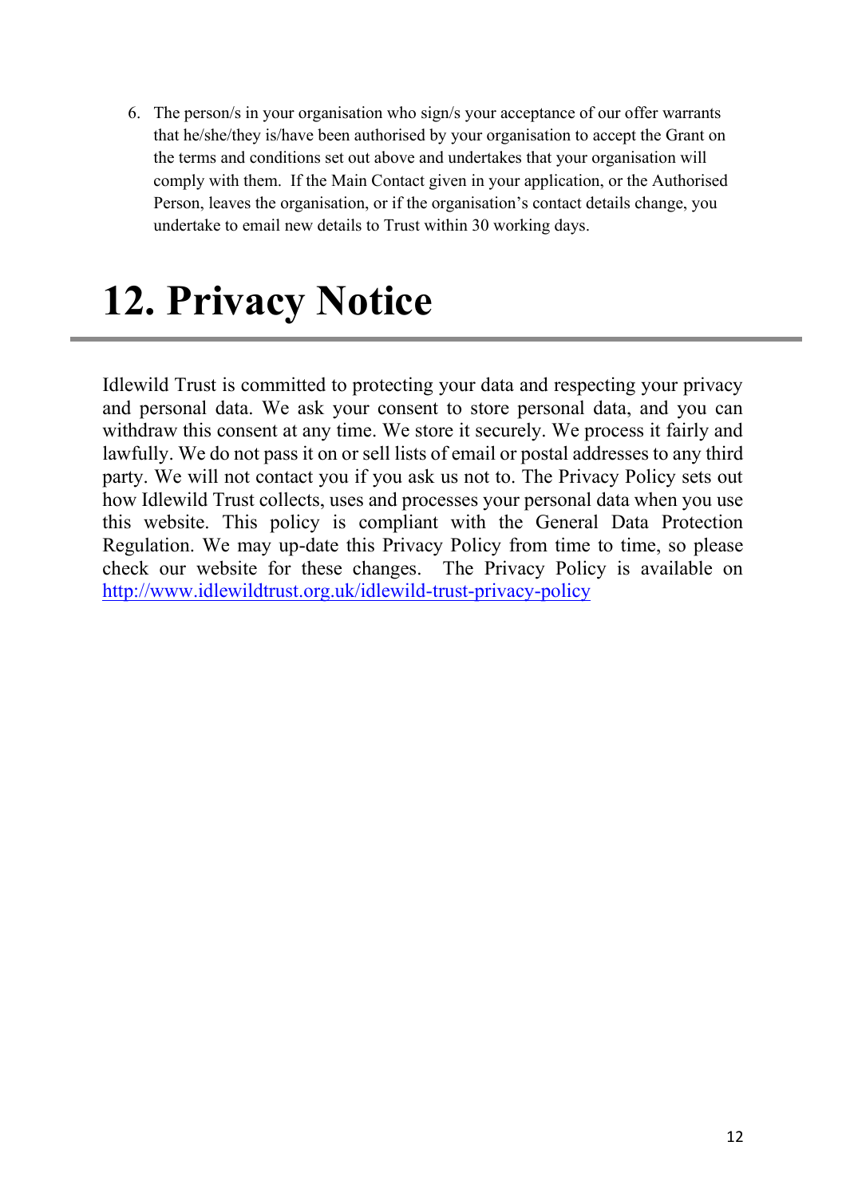6. The person/s in your organisation who sign/s your acceptance of our offer warrants that he/she/they is/have been authorised by your organisation to accept the Grant on the terms and conditions set out above and undertakes that your organisation will comply with them. If the Main Contact given in your application, or the Authorised Person, leaves the organisation, or if the organisation's contact details change, you undertake to email new details to Trust within 30 working days.

# 12. Privacy Notice

Idlewild Trust is committed to protecting your data and respecting your privacy and personal data. We ask your consent to store personal data, and you can withdraw this consent at any time. We store it securely. We process it fairly and lawfully. We do not pass it on or sell lists of email or postal addresses to any third party. We will not contact you if you ask us not to. The Privacy Policy sets out how Idlewild Trust collects, uses and processes your personal data when you use this website. This policy is compliant with the General Data Protection Regulation. We may up-date this Privacy Policy from time to time, so please check our website for these changes. The Privacy Policy is available on [http://www.idlewildtrust.org.uk/idlewild-trust-privacy-policy](http://www.idlewildtrust.org.uk/idlewild-trust-privacy-policy)